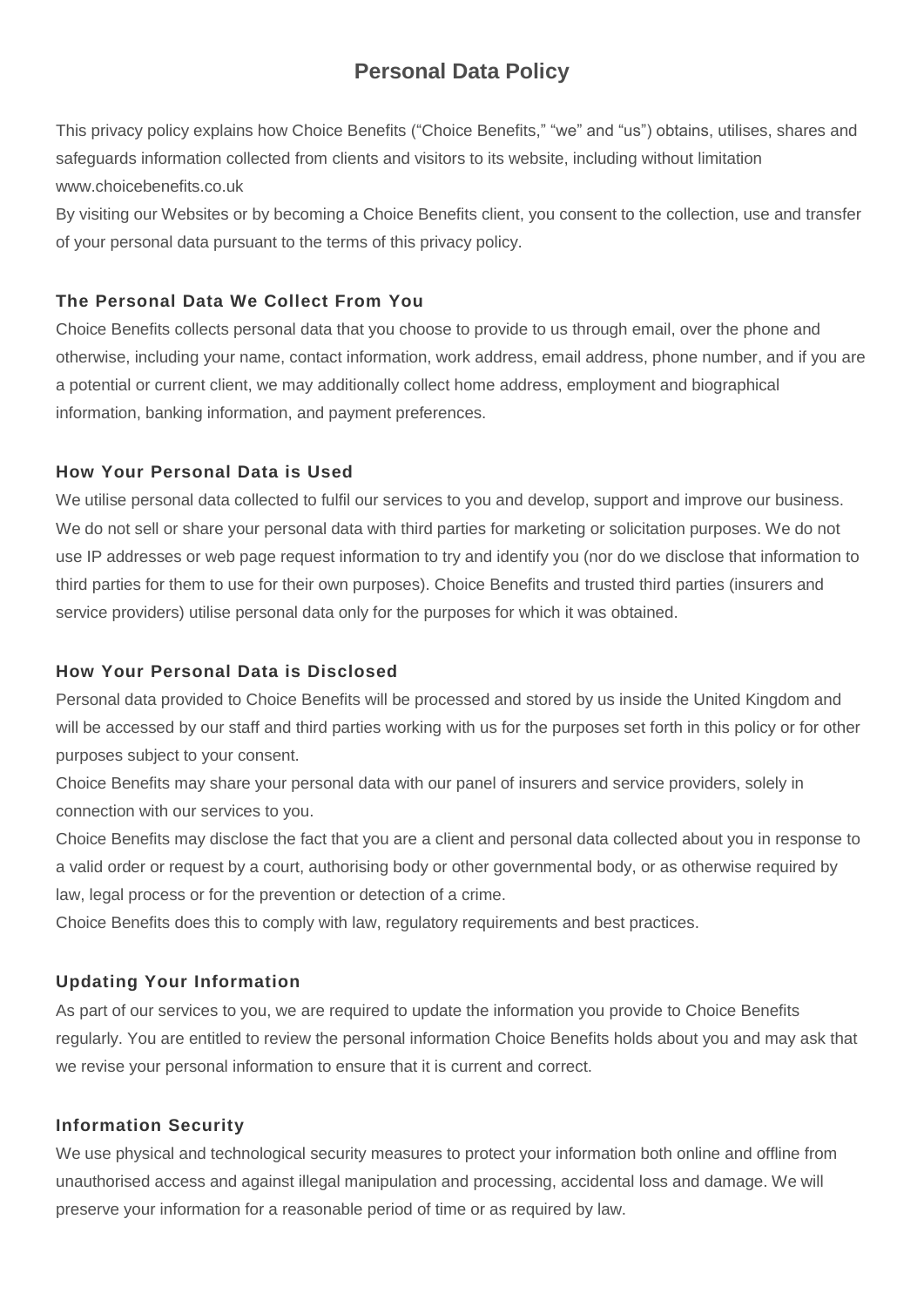# Personal Data Policy

This privacy policy explains how Choice Benefits ("Choice Benefits," "we" and "us") obtains, utilises, shares and safeguards information collected from clients and visitors to its website, including without limitation www.choicebenefits.co.uk

By visiting our Websites or by becoming a Choice Benefits client, you consent to the collection, use and transfer of your personal data pursuant to the terms of this privacy policy.

### The Personal Data We Collect From You

Choice Benefits collects personal data that you choose to provide to us through email, over the phone and otherwise, including your name, contact information, work address, email address, phone number, and if you are a potential or current client, we may additionally collect home address, employment and biographical information, banking information, and payment preferences.

### How Your Personal Data is Used

We utilise personal data collected to fulfil our services to you and develop, support and improve our business. We do not sell or share your personal data with third parties for marketing or solicitation purposes. We do not use IP addresses or web page request information to try and identify you (nor do we disclose that information to third parties for them to use for their own purposes). Choice Benefits and trusted third parties (insurers and service providers) utilise personal data only for the purposes for which it was obtained.

### How Your Personal Data is Disclosed

Personal data provided to Choice Benefits will be processed and stored by us inside the United Kingdom and will be accessed by our staff and third parties working with us for the purposes set forth in this policy or for other purposes subject to your consent.

Choice Benefits may share your personal data with our panel of insurers and service providers, solely in connection with our services to you.

Choice Benefits may disclose the fact that you are a client and personal data collected about you in response to a valid order or request by a court, authorising body or other governmental body, or as otherwise required by law, legal process or for the prevention or detection of a crime.

Choice Benefits does this to comply with law, regulatory requirements and best practices.

### Updating Your Information

As part of our services to you, we are required to update the information you provide to Choice Benefits regularly. You are entitled to review the personal information Choice Benefits holds about you and may ask that we revise your personal information to ensure that it is current and correct.

### Information Security

We use physical and technological security measures to protect your information both online and offline from unauthorised access and against illegal manipulation and processing, accidental loss and damage. We will preserve your information for a reasonable period of time or as required by law.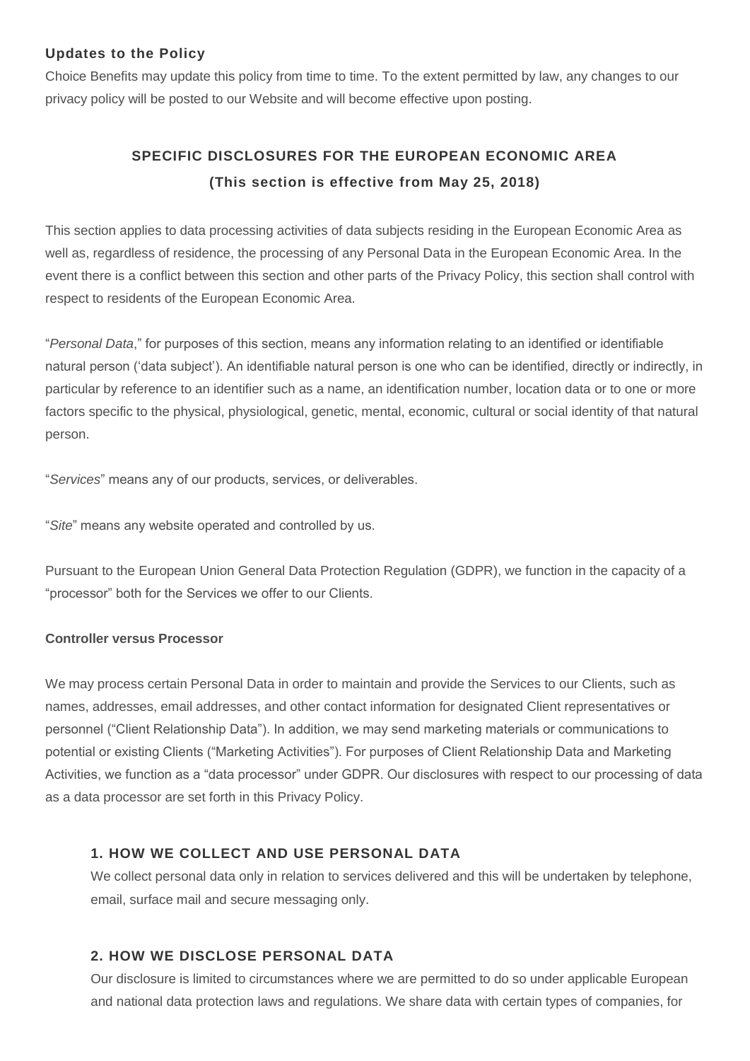#### Updates to the Policy

Choice Benefits may update this policy from time to time. To the extent permitted by law, any changes to our privacy policy will be posted to our Website and will become effective upon posting.

## SPECIFIC DISCLOSURES FOR THE EUROPEAN ECONOMIC AREA
### (This section is effective from May 25, 2018)

This section applies to data processing activities of data subjects residing in the European Economic Area as well as, regardless of residence, the processing of any Personal Data in the European Economic Area. In the event there is a conflict between this section and other parts of the Privacy Policy, this section shall control with respect to residents of the European Economic Area.

"*Personal Data*," for purposes of this section, means any information relating to an identified or identifiable natural person ('data subject'). An identifiable natural person is one who can be identified, directly or indirectly, in particular by reference to an identifier such as a name, an identification number, location data or to one or more factors specific to the physical, physiological, genetic, mental, economic, cultural or social identity of that natural person.

"*Services*" means any of our products, services, or deliverables.

"*Site*" means any website operated and controlled by us.

Pursuant to the European Union General Data Protection Regulation (GDPR), we function in the capacity of a "processor" both for the Services we offer to our Clients.

**Controller versus Processor**

We may process certain Personal Data in order to maintain and provide the Services to our Clients, such as names, addresses, email addresses, and other contact information for designated Client representatives or personnel ("Client Relationship Data"). In addition, we may send marketing materials or communications to potential or existing Clients ("Marketing Activities"). For purposes of Client Relationship Data and Marketing Activities, we function as a "data processor" under GDPR. Our disclosures with respect to our processing of data as a data processor are set forth in this Privacy Policy.

#### 1. HOW WE COLLECT AND USE PERSONAL DATA

We collect personal data only in relation to services delivered and this will be undertaken by telephone, email, surface mail and secure messaging only.

#### 2. HOW WE DISCLOSE PERSONAL DATA

Our disclosure is limited to circumstances where we are permitted to do so under applicable European and national data protection laws and regulations. We share data with certain types of companies, for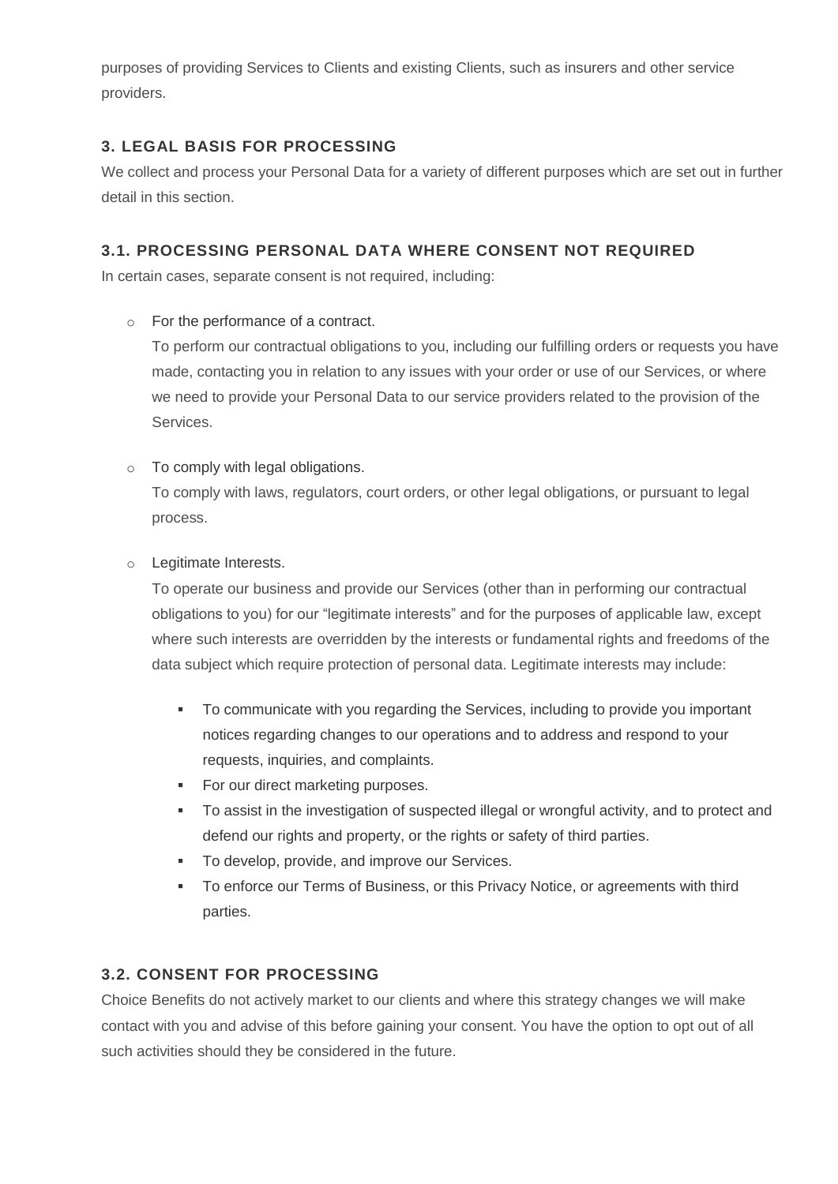purposes of providing Services to Clients and existing Clients, such as insurers and other service providers.

### 3. LEGAL BASIS FOR PROCESSING

We collect and process your Personal Data for a variety of different purposes which are set out in further detail in this section.

### 3.1. PROCESSING PERSONAL DATA WHERE CONSENT NOT REQUIRED

In certain cases, separate consent is not required, including:

- For the performance of a contract.
  To perform our contractual obligations to you, including our fulfilling orders or requests you have made, contacting you in relation to any issues with your order or use of our Services, or where we need to provide your Personal Data to our service providers related to the provision of the Services.

- To comply with legal obligations.
  To comply with laws, regulators, court orders, or other legal obligations, or pursuant to legal process.

- Legitimate Interests.
  To operate our business and provide our Services (other than in performing our contractual obligations to you) for our "legitimate interests" and for the purposes of applicable law, except where such interests are overridden by the interests or fundamental rights and freedoms of the data subject which require protection of personal data. Legitimate interests may include:

  - To communicate with you regarding the Services, including to provide you important notices regarding changes to our operations and to address and respond to your requests, inquiries, and complaints.
  - For our direct marketing purposes.
  - To assist in the investigation of suspected illegal or wrongful activity, and to protect and defend our rights and property, or the rights or safety of third parties.
  - To develop, provide, and improve our Services.
  - To enforce our Terms of Business, or this Privacy Notice, or agreements with third parties.

### 3.2. CONSENT FOR PROCESSING

Choice Benefits do not actively market to our clients and where this strategy changes we will make contact with you and advise of this before gaining your consent. You have the option to opt out of all such activities should they be considered in the future.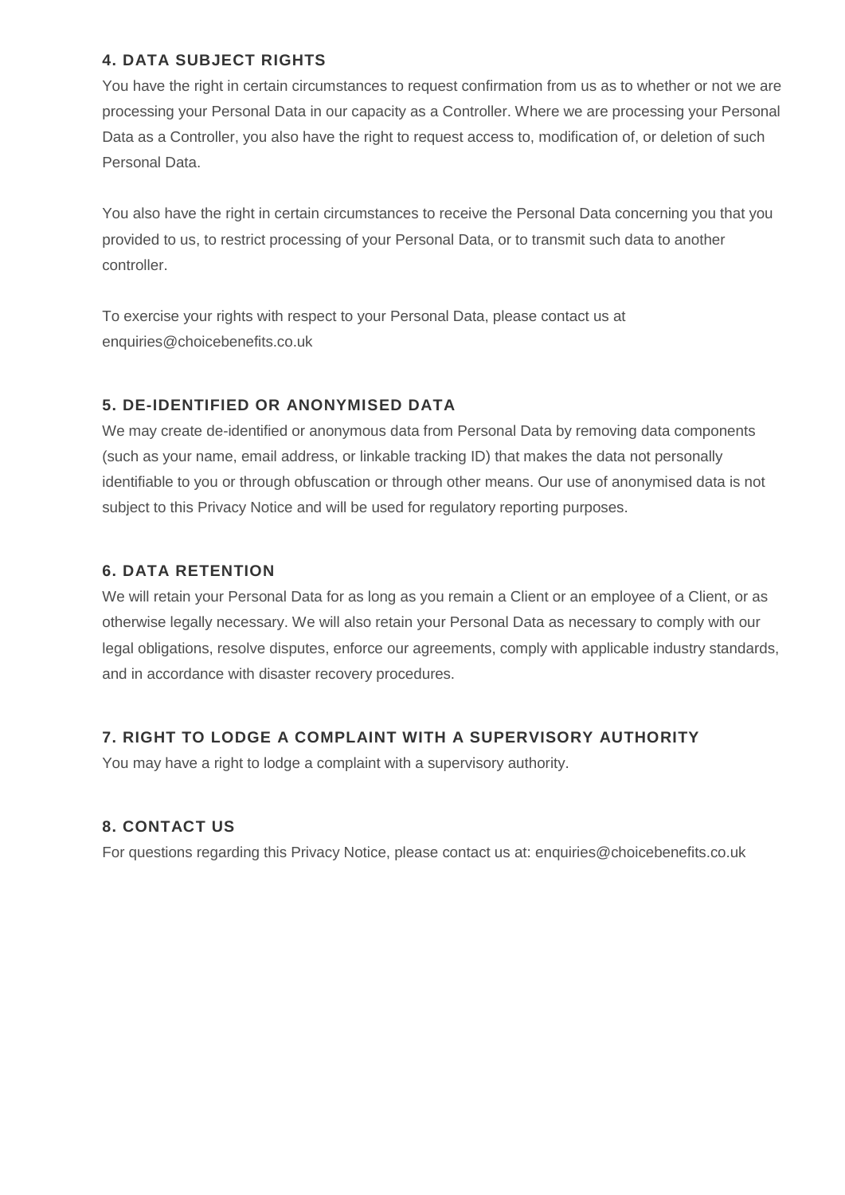## 4. DATA SUBJECT RIGHTS

You have the right in certain circumstances to request confirmation from us as to whether or not we are processing your Personal Data in our capacity as a Controller. Where we are processing your Personal Data as a Controller, you also have the right to request access to, modification of, or deletion of such Personal Data.

You also have the right in certain circumstances to receive the Personal Data concerning you that you provided to us, to restrict processing of your Personal Data, or to transmit such data to another controller.

To exercise your rights with respect to your Personal Data, please contact us at enquiries@choicebenefits.co.uk

## 5. DE-IDENTIFIED OR ANONYMISED DATA

We may create de-identified or anonymous data from Personal Data by removing data components (such as your name, email address, or linkable tracking ID) that makes the data not personally identifiable to you or through obfuscation or through other means. Our use of anonymised data is not subject to this Privacy Notice and will be used for regulatory reporting purposes.

## 6. DATA RETENTION

We will retain your Personal Data for as long as you remain a Client or an employee of a Client, or as otherwise legally necessary. We will also retain your Personal Data as necessary to comply with our legal obligations, resolve disputes, enforce our agreements, comply with applicable industry standards, and in accordance with disaster recovery procedures.

## 7. RIGHT TO LODGE A COMPLAINT WITH A SUPERVISORY AUTHORITY

You may have a right to lodge a complaint with a supervisory authority.

## 8. CONTACT US

For questions regarding this Privacy Notice, please contact us at: enquiries@choicebenefits.co.uk